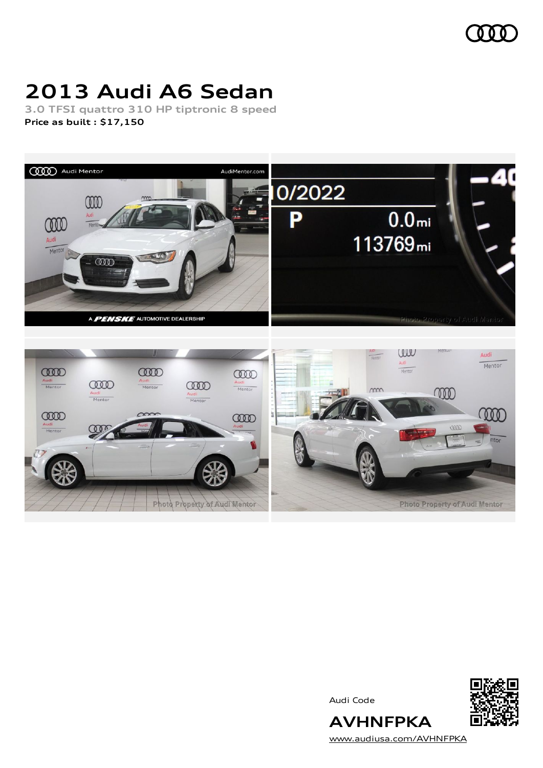# 2013 Audi A6 Sedan

3.0 TFSI quattro 310 HP tiptronic 8 speed

**Price as built : $17,150**

Audi Code

**AVHNFPKA**

[www.audiusa.com/AVHNFPKA](www.audiusa.com/AVHNFPKA)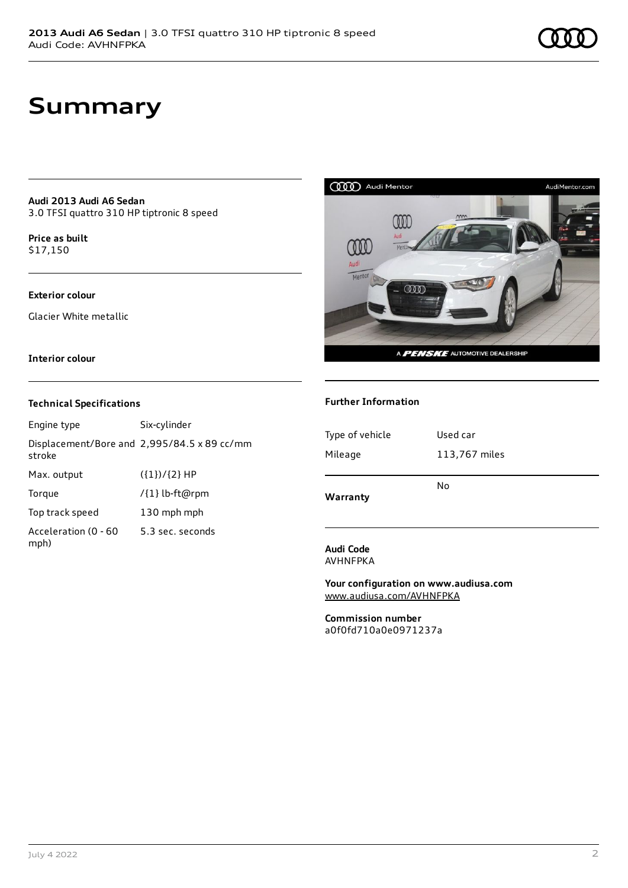# Summary

**Audi 2013 Audi A6 Sedan**
3.0 TFSI quattro 310 HP tiptronic 8 speed

**Price as built**
$17,150

**Exterior colour**

Glacier White metallic

**Interior colour**

### Technical Specifications

| | |
|---|---|
| Engine type | Six-cylinder |
| Displacement/Bore and stroke | 2,995/84.5 x 89 cc/mm |
| Max. output | ({1})/{2} HP |
| Torque | /{1} lb-ft@rpm |
| Top track speed | 130 mph mph |
| Acceleration (0 - 60 mph) | 5.3 sec. seconds |

### Further Information

| | |
|---|---|
| Type of vehicle | Used car |
| Mileage | 113,767 miles |
| **Warranty** | No |

**Audi Code**
AVHNFPKA

**Your configuration on www.audiusa.com**
www.audiusa.com/AVHNFPKA

**Commission number**
a0f0fd710a0e0971237a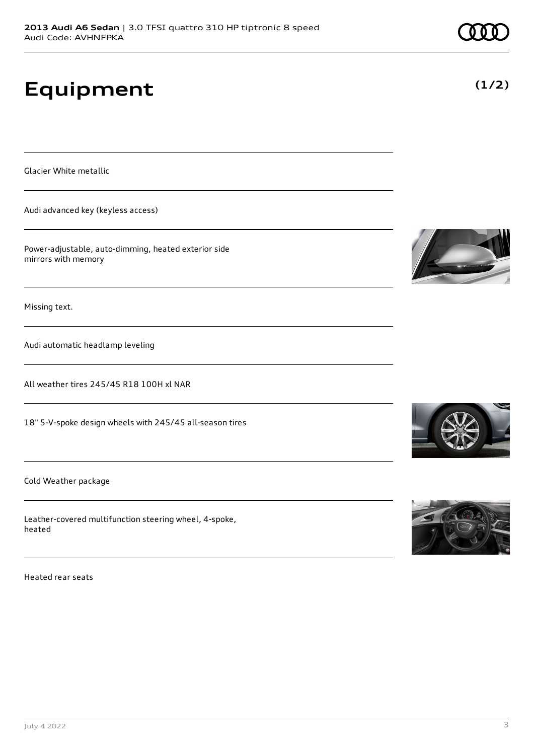# Equipment

**(1/2)**

Glacier White metallic

Audi advanced key (keyless access)

Power-adjustable, auto-dimming, heated exterior side mirrors with memory

Missing text.

Audi automatic headlamp leveling

All weather tires 245/45 R18 100H xl NAR

18" 5-V-spoke design wheels with 245/45 all-season tires

Cold Weather package

Leather-covered multifunction steering wheel, 4-spoke, heated

Heated rear seats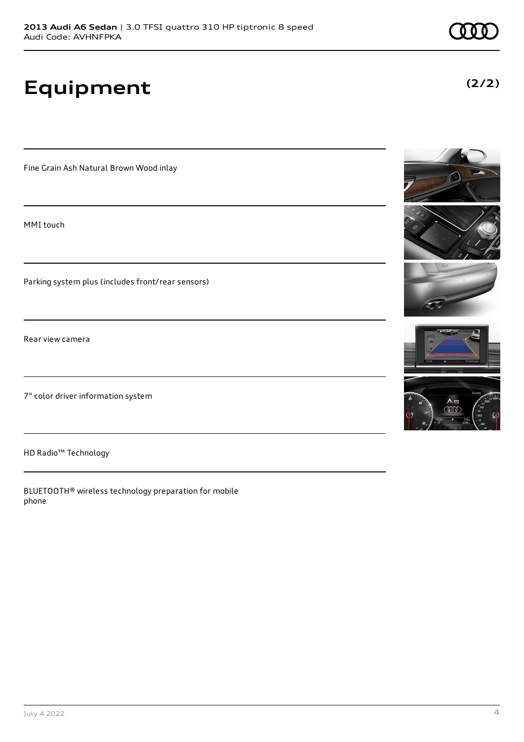# Equipment

**(2/2)**

Fine Grain Ash Natural Brown Wood inlay

MMI touch

Parking system plus (includes front/rear sensors)

Rear view camera

7" color driver information system

HD Radio™ Technology

BLUETOOTH® wireless technology preparation for mobile phone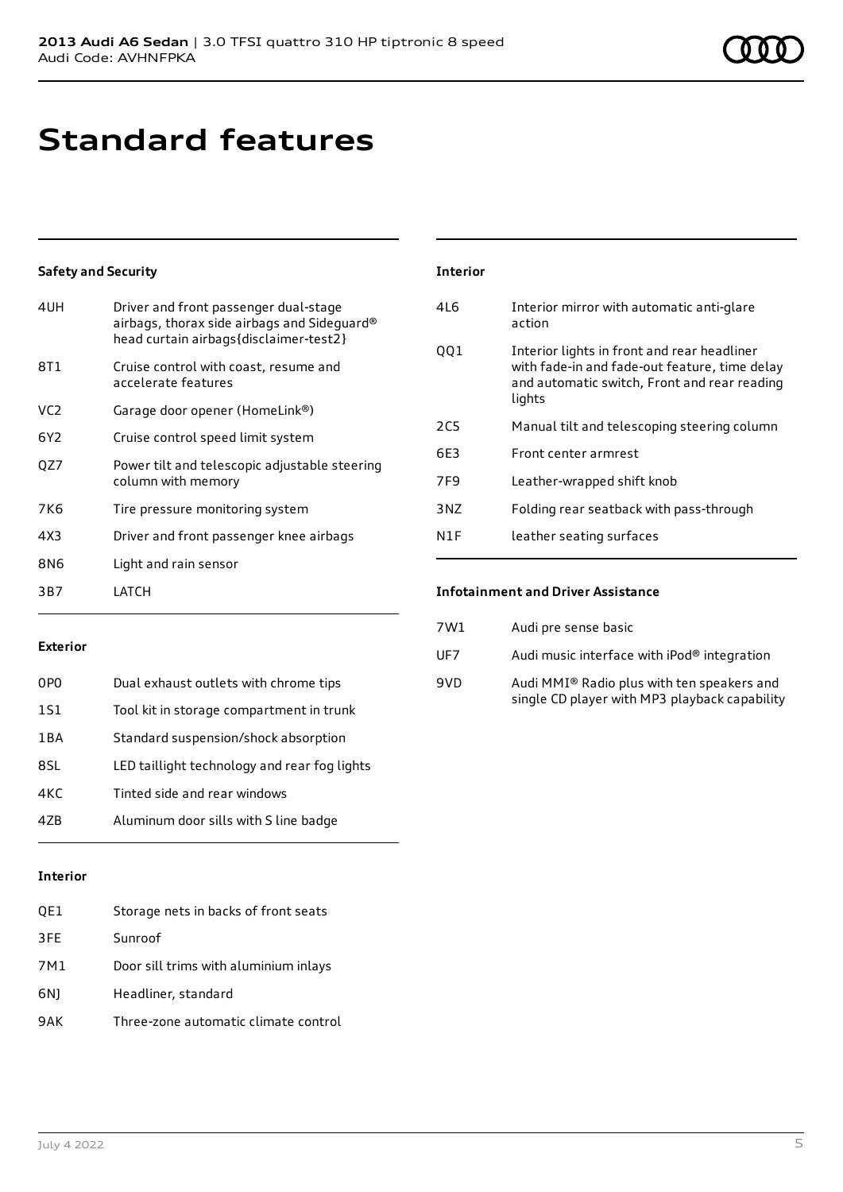# Standard features

### Safety and Security

| | |
|---|---|
| 4UH | Driver and front passenger dual-stage airbags, thorax side airbags and Sideguard® head curtain airbags{disclaimer-test2} |
| 8T1 | Cruise control with coast, resume and accelerate features |
| VC2 | Garage door opener (HomeLink®) |
| 6Y2 | Cruise control speed limit system |
| QZ7 | Power tilt and telescopic adjustable steering column with memory |
| 7K6 | Tire pressure monitoring system |
| 4X3 | Driver and front passenger knee airbags |
| 8N6 | Light and rain sensor |
| 3B7 | LATCH |

### Exterior

| | |
|---|---|
| 0P0 | Dual exhaust outlets with chrome tips |
| 1S1 | Tool kit in storage compartment in trunk |
| 1BA | Standard suspension/shock absorption |
| 8SL | LED taillight technology and rear fog lights |
| 4KC | Tinted side and rear windows |
| 4ZB | Aluminum door sills with S line badge |

### Interior

| | |
|---|---|
| QE1 | Storage nets in backs of front seats |
| 3FE | Sunroof |
| 7M1 | Door sill trims with aluminium inlays |
| 6NJ | Headliner, standard |
| 9AK | Three-zone automatic climate control |

### Interior

| | |
|---|---|
| 4L6 | Interior mirror with automatic anti-glare action |
| QQ1 | Interior lights in front and rear headliner with fade-in and fade-out feature, time delay and automatic switch, Front and rear reading lights |
| 2C5 | Manual tilt and telescoping steering column |
| 6E3 | Front center armrest |
| 7F9 | Leather-wrapped shift knob |
| 3NZ | Folding rear seatback with pass-through |
| N1F | leather seating surfaces |

### Infotainment and Driver Assistance

| | |
|---|---|
| 7W1 | Audi pre sense basic |
| UF7 | Audi music interface with iPod® integration |
| 9VD | Audi MMI® Radio plus with ten speakers and single CD player with MP3 playback capability |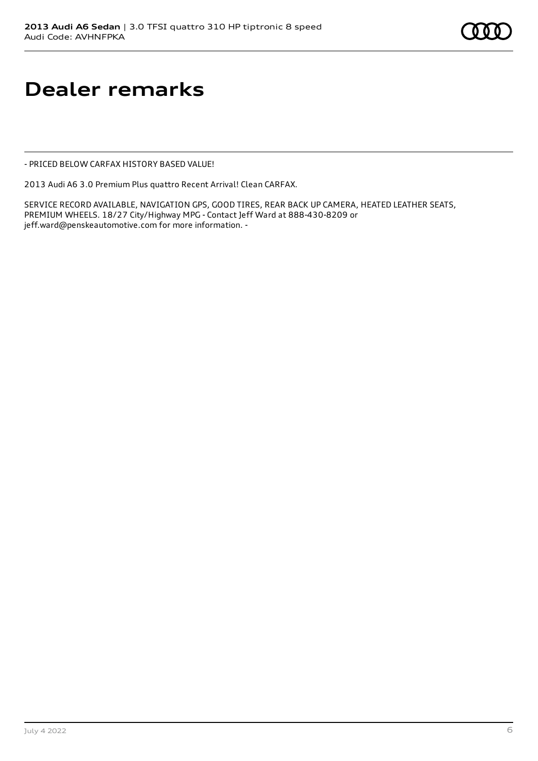# Dealer remarks

- PRICED BELOW CARFAX HISTORY BASED VALUE!

2013 Audi A6 3.0 Premium Plus quattro Recent Arrival! Clean CARFAX.

SERVICE RECORD AVAILABLE, NAVIGATION GPS, GOOD TIRES, REAR BACK UP CAMERA, HEATED LEATHER SEATS, PREMIUM WHEELS. 18/27 City/Highway MPG - Contact Jeff Ward at 888-430-8209 or jeff.ward@penskeautomotive.com for more information. -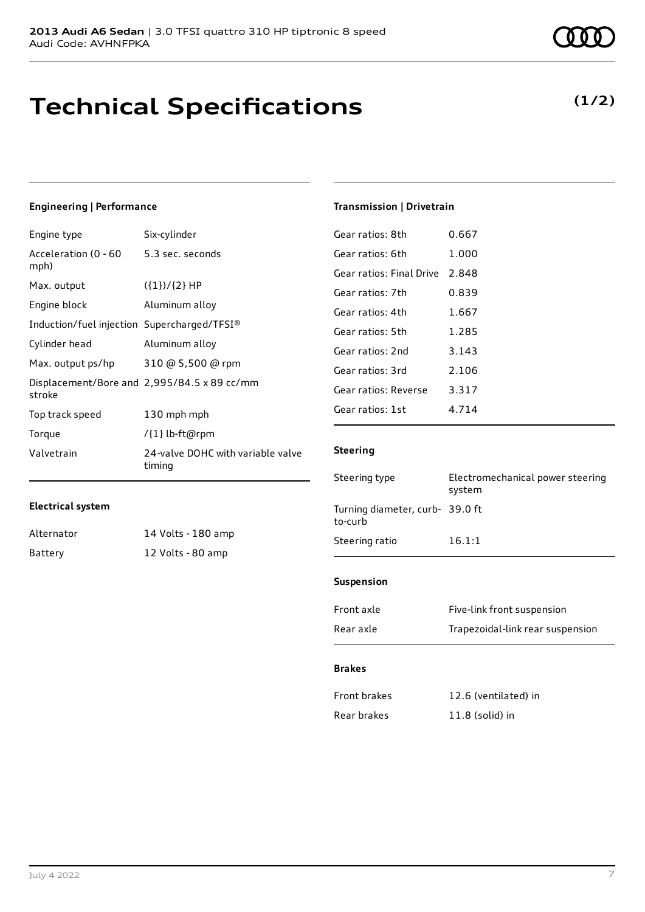**2013 Audi A6 Sedan** | 3.0 TFSI quattro 310 HP tiptronic 8 speed
Audi Code: AVHNFPKA

# Technical Specifications

**(1/2)**

#### Engineering | Performance

| | |
|---|---|
| Engine type | Six-cylinder |
| Acceleration (0 - 60 mph) | 5.3 sec. seconds |
| Max. output | ({1})/{2} HP |
| Engine block | Aluminum alloy |
| Induction/fuel injection | Supercharged/TFSI® |
| Cylinder head | Aluminum alloy |
| Max. output ps/hp | 310 @ 5,500 @ rpm |
| Displacement/Bore and stroke | 2,995/84.5 x 89 cc/mm |
| Top track speed | 130 mph mph |
| Torque | /{1} lb-ft@rpm |
| Valvetrain | 24-valve DOHC with variable valve timing |

#### Electrical system

| | |
|---|---|
| Alternator | 14 Volts - 180 amp |
| Battery | 12 Volts - 80 amp |

#### Transmission | Drivetrain

| | |
|---|---|
| Gear ratios: 8th | 0.667 |
| Gear ratios: 6th | 1.000 |
| Gear ratios: Final Drive | 2.848 |
| Gear ratios: 7th | 0.839 |
| Gear ratios: 4th | 1.667 |
| Gear ratios: 5th | 1.285 |
| Gear ratios: 2nd | 3.143 |
| Gear ratios: 3rd | 2.106 |
| Gear ratios: Reverse | 3.317 |
| Gear ratios: 1st | 4.714 |

#### Steering

| | |
|---|---|
| Steering type | Electromechanical power steering system |
| Turning diameter, curb-to-curb | 39.0 ft |
| Steering ratio | 16.1:1 |

#### Suspension

| | |
|---|---|
| Front axle | Five-link front suspension |
| Rear axle | Trapezoidal-link rear suspension |

#### Brakes

| | |
|---|---|
| Front brakes | 12.6 (ventilated) in |
| Rear brakes | 11.8 (solid) in |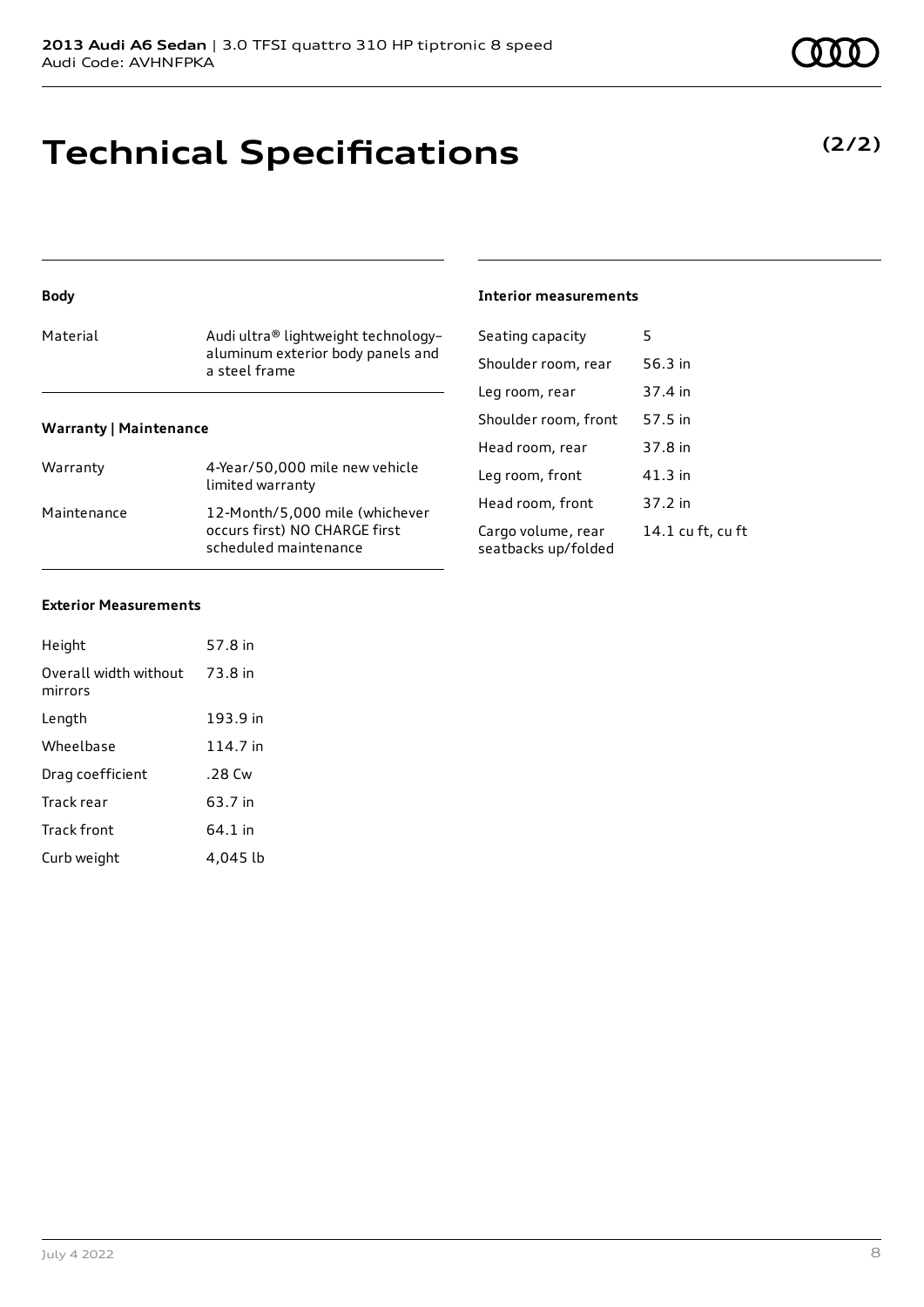# Technical Specifications

**(2/2)**

### Body

| | |
|---|---|
| Material | Audi ultra® lightweight technology–aluminum exterior body panels and a steel frame |

### Warranty | Maintenance

| | |
|---|---|
| Warranty | 4-Year/50,000 mile new vehicle limited warranty |
| Maintenance | 12-Month/5,000 mile (whichever occurs first) NO CHARGE first scheduled maintenance |

### Exterior Measurements

| | |
|---|---|
| Height | 57.8 in |
| Overall width without mirrors | 73.8 in |
| Length | 193.9 in |
| Wheelbase | 114.7 in |
| Drag coefficient | .28 Cw |
| Track rear | 63.7 in |
| Track front | 64.1 in |
| Curb weight | 4,045 lb |

### Interior measurements

| | |
|---|---|
| Seating capacity | 5 |
| Shoulder room, rear | 56.3 in |
| Leg room, rear | 37.4 in |
| Shoulder room, front | 57.5 in |
| Head room, rear | 37.8 in |
| Leg room, front | 41.3 in |
| Head room, front | 37.2 in |
| Cargo volume, rear seatbacks up/folded | 14.1 cu ft, cu ft |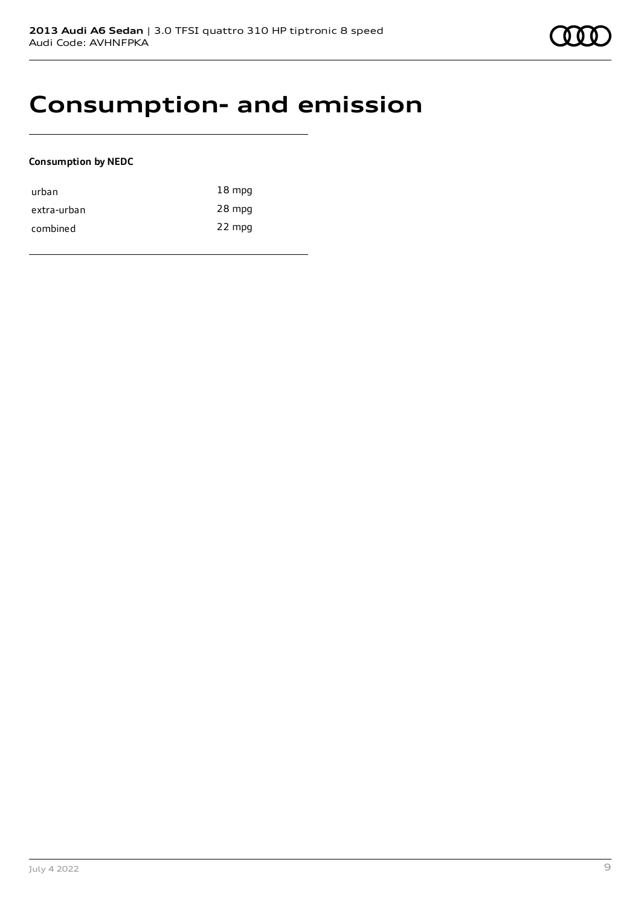# Consumption- and emission

**Consumption by NEDC**

| | |
|---|---|
| urban | 18 mpg |
| extra-urban | 28 mpg |
| combined | 22 mpg |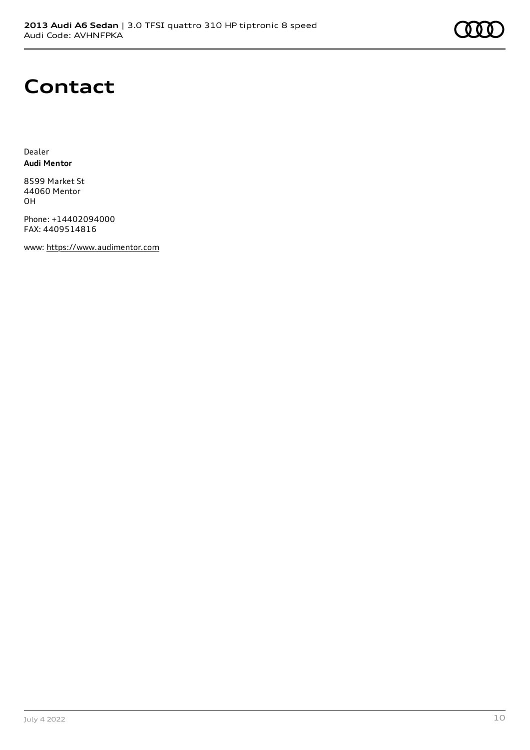# Contact

Dealer
**Audi Mentor**

8599 Market St
44060 Mentor
OH

Phone: +14402094000
FAX: 4409514816

www: https://www.audimentor.com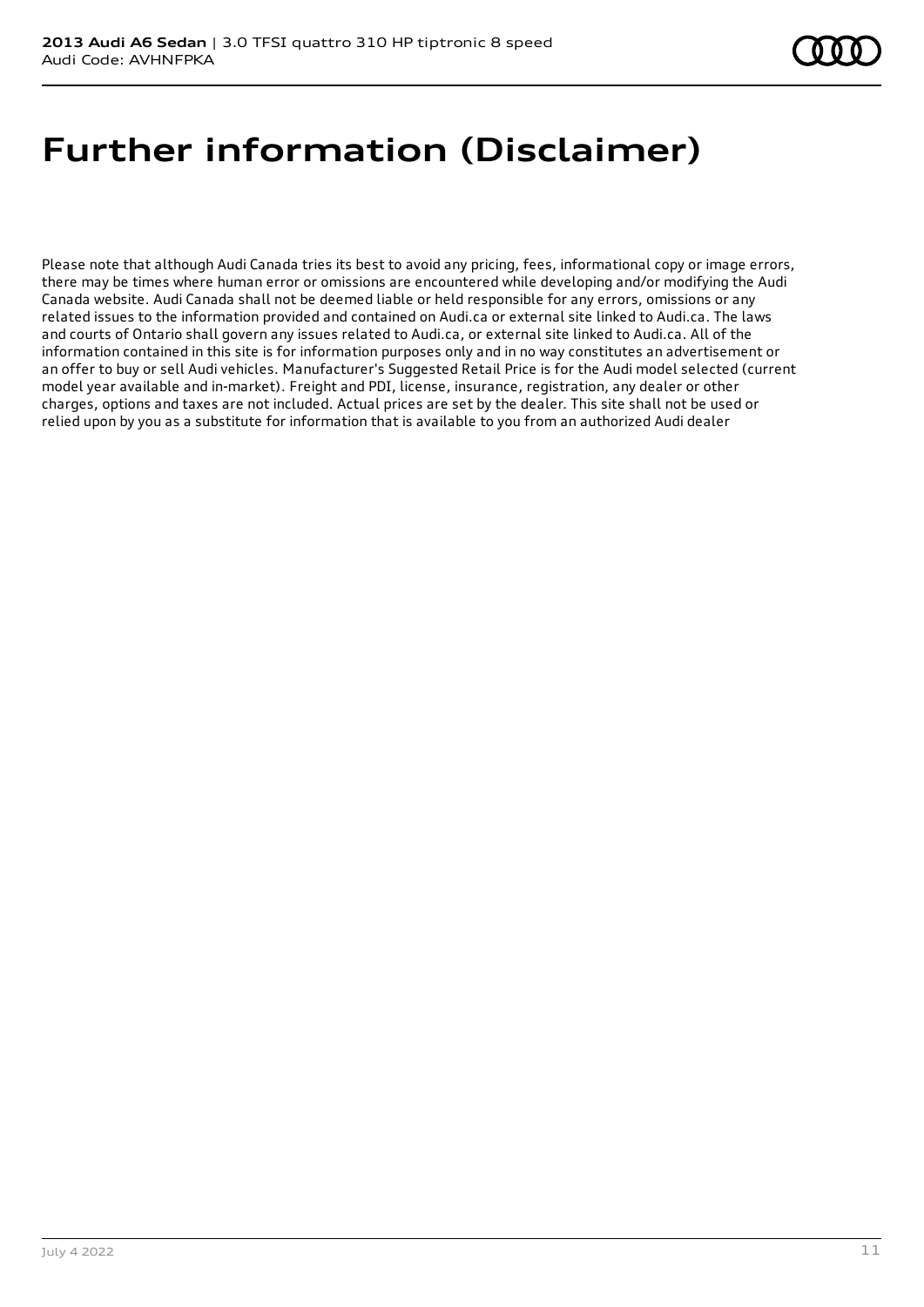# Further information (Disclaimer)

Please note that although Audi Canada tries its best to avoid any pricing, fees, informational copy or image errors, there may be times where human error or omissions are encountered while developing and/or modifying the Audi Canada website. Audi Canada shall not be deemed liable or held responsible for any errors, omissions or any related issues to the information provided and contained on Audi.ca or external site linked to Audi.ca. The laws and courts of Ontario shall govern any issues related to Audi.ca, or external site linked to Audi.ca. All of the information contained in this site is for information purposes only and in no way constitutes an advertisement or an offer to buy or sell Audi vehicles. Manufacturer's Suggested Retail Price is for the Audi model selected (current model year available and in-market). Freight and PDI, license, insurance, registration, any dealer or other charges, options and taxes are not included. Actual prices are set by the dealer. This site shall not be used or relied upon by you as a substitute for information that is available to you from an authorized Audi dealer